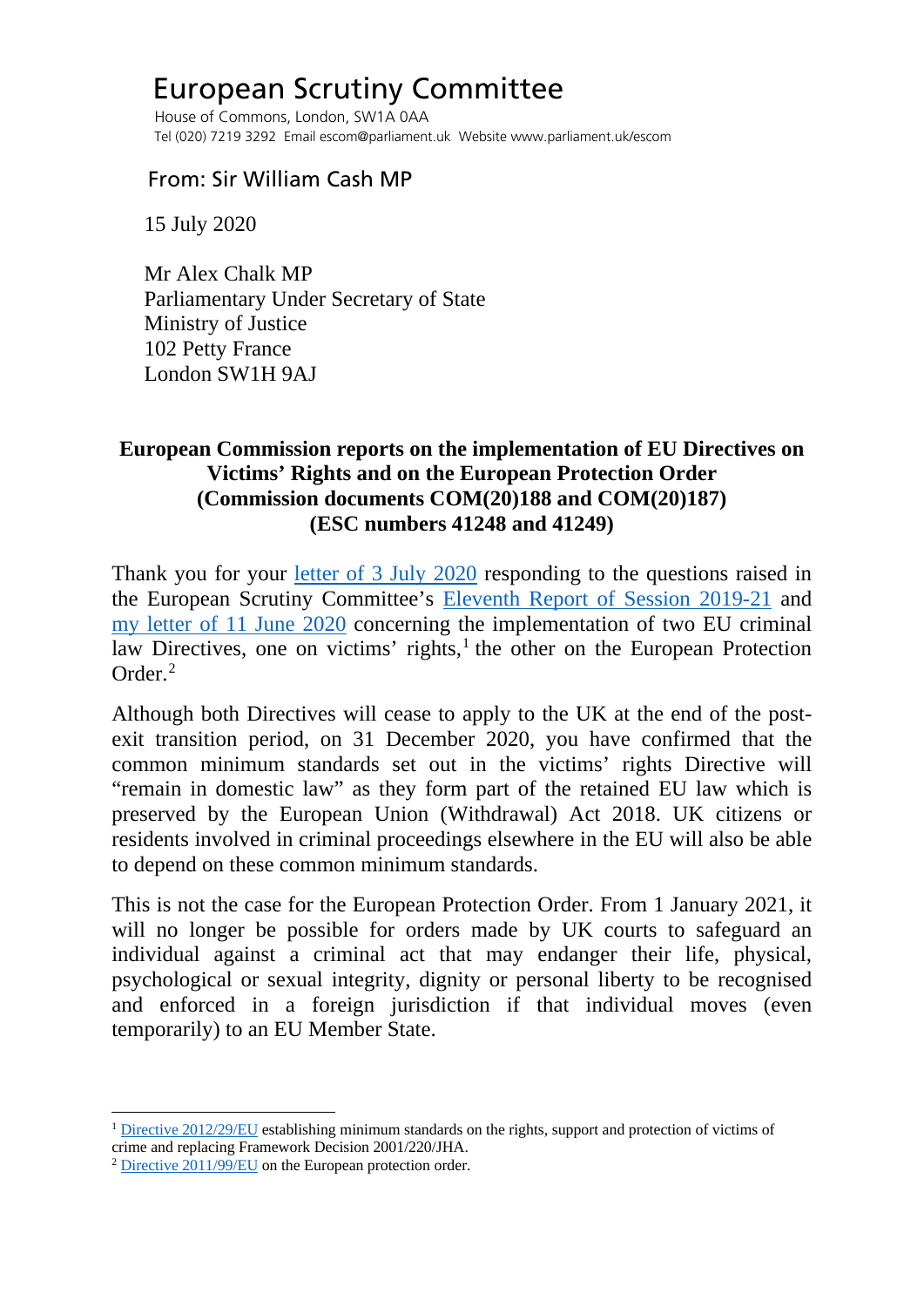# European Scrutiny Committee

House of Commons, London, SW1A 0AA
Tel (020) 7219 3292 Email escom@parliament.uk Website www.parliament.uk/escom

## From: Sir William Cash MP

15 July 2020

Mr Alex Chalk MP
Parliamentary Under Secretary of State
Ministry of Justice
102 Petty France
London SW1H 9AJ

**European Commission reports on the implementation of EU Directives on Victims' Rights and on the European Protection Order (Commission documents COM(20)188 and COM(20)187) (ESC numbers 41248 and 41249)**

Thank you for your letter of 3 July 2020 responding to the questions raised in the European Scrutiny Committee's Eleventh Report of Session 2019-21 and my letter of 11 June 2020 concerning the implementation of two EU criminal law Directives, one on victims' rights,[1] the other on the European Protection Order.[2]

Although both Directives will cease to apply to the UK at the end of the post-exit transition period, on 31 December 2020, you have confirmed that the common minimum standards set out in the victims' rights Directive will "remain in domestic law" as they form part of the retained EU law which is preserved by the European Union (Withdrawal) Act 2018. UK citizens or residents involved in criminal proceedings elsewhere in the EU will also be able to depend on these common minimum standards.

This is not the case for the European Protection Order. From 1 January 2021, it will no longer be possible for orders made by UK courts to safeguard an individual against a criminal act that may endanger their life, physical, psychological or sexual integrity, dignity or personal liberty to be recognised and enforced in a foreign jurisdiction if that individual moves (even temporarily) to an EU Member State.

---

[1] Directive 2012/29/EU establishing minimum standards on the rights, support and protection of victims of crime and replacing Framework Decision 2001/220/JHA.

[2] Directive 2011/99/EU on the European protection order.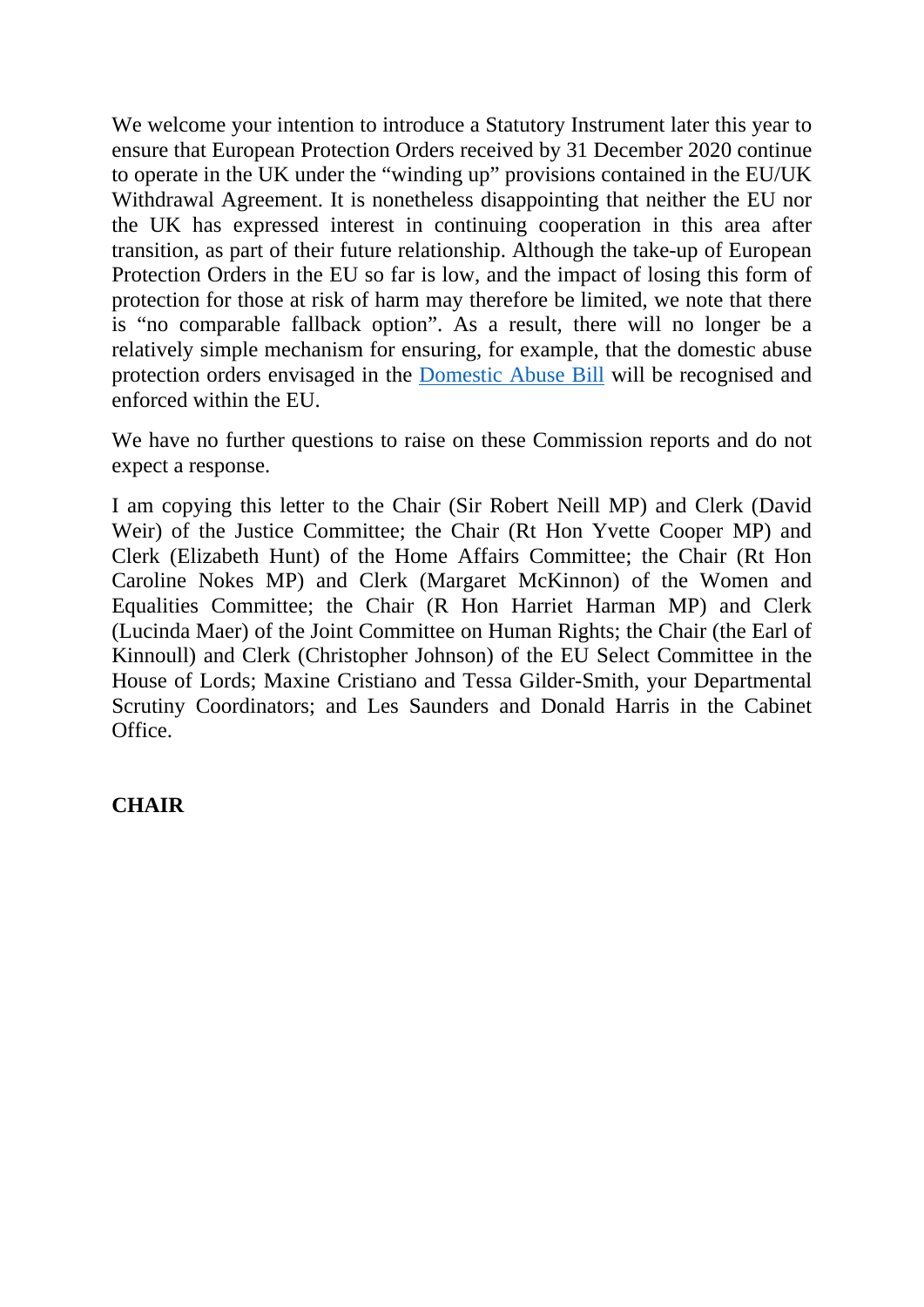We welcome your intention to introduce a Statutory Instrument later this year to ensure that European Protection Orders received by 31 December 2020 continue to operate in the UK under the "winding up" provisions contained in the EU/UK Withdrawal Agreement. It is nonetheless disappointing that neither the EU nor the UK has expressed interest in continuing cooperation in this area after transition, as part of their future relationship. Although the take-up of European Protection Orders in the EU so far is low, and the impact of losing this form of protection for those at risk of harm may therefore be limited, we note that there is "no comparable fallback option". As a result, there will no longer be a relatively simple mechanism for ensuring, for example, that the domestic abuse protection orders envisaged in the Domestic Abuse Bill will be recognised and enforced within the EU.

We have no further questions to raise on these Commission reports and do not expect a response.

I am copying this letter to the Chair (Sir Robert Neill MP) and Clerk (David Weir) of the Justice Committee; the Chair (Rt Hon Yvette Cooper MP) and Clerk (Elizabeth Hunt) of the Home Affairs Committee; the Chair (Rt Hon Caroline Nokes MP) and Clerk (Margaret McKinnon) of the Women and Equalities Committee; the Chair (R Hon Harriet Harman MP) and Clerk (Lucinda Maer) of the Joint Committee on Human Rights; the Chair (the Earl of Kinnoull) and Clerk (Christopher Johnson) of the EU Select Committee in the House of Lords; Maxine Cristiano and Tessa Gilder-Smith, your Departmental Scrutiny Coordinators; and Les Saunders and Donald Harris in the Cabinet Office.

**CHAIR**